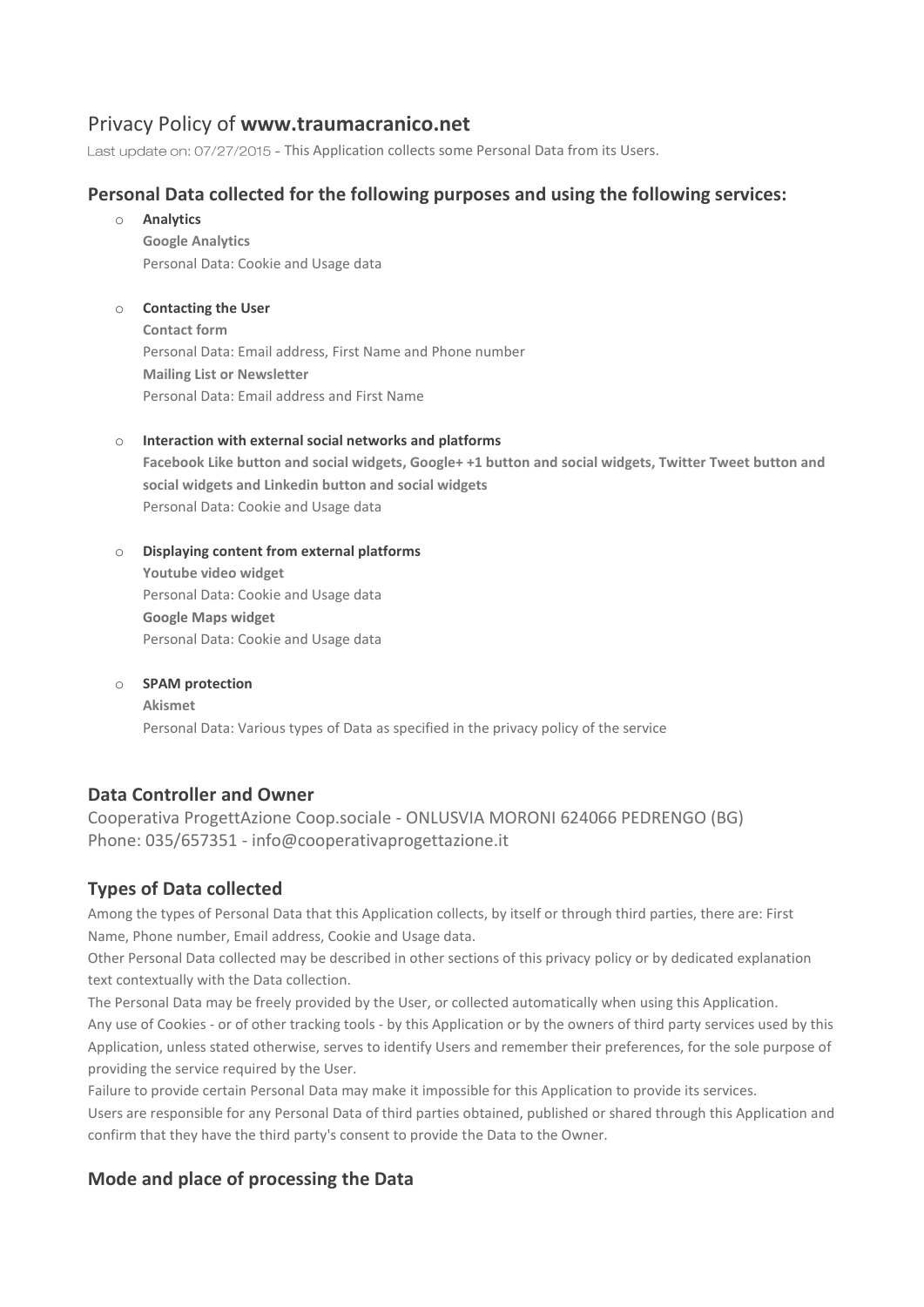# Privacy Policy of **www.traumacranico.net**

Last update on: 07/27/2015 - This Application collects some Personal Data from its Users.

## Personal Data collected for the following purposes and using the following services:

- **Analytics**
  **Google Analytics**
  Personal Data: Cookie and Usage data

- **Contacting the User**
  **Contact form**
  Personal Data: Email address, First Name and Phone number
  **Mailing List or Newsletter**
  Personal Data: Email address and First Name

- **Interaction with external social networks and platforms**
  **Facebook Like button and social widgets, Google+ +1 button and social widgets, Twitter Tweet button and social widgets and Linkedin button and social widgets**
  Personal Data: Cookie and Usage data

- **Displaying content from external platforms**
  **Youtube video widget**
  Personal Data: Cookie and Usage data
  **Google Maps widget**
  Personal Data: Cookie and Usage data

- **SPAM protection**
  **Akismet**
  Personal Data: Various types of Data as specified in the privacy policy of the service

## Data Controller and Owner

Cooperativa ProgettAzione Coop.sociale - ONLUSVIA MORONI 624066 PEDRENGO (BG)
Phone: 035/657351 - info@cooperativaprogettazione.it

## Types of Data collected

Among the types of Personal Data that this Application collects, by itself or through third parties, there are: First Name, Phone number, Email address, Cookie and Usage data.

Other Personal Data collected may be described in other sections of this privacy policy or by dedicated explanation text contextually with the Data collection.

The Personal Data may be freely provided by the User, or collected automatically when using this Application.

Any use of Cookies - or of other tracking tools - by this Application or by the owners of third party services used by this Application, unless stated otherwise, serves to identify Users and remember their preferences, for the sole purpose of providing the service required by the User.

Failure to provide certain Personal Data may make it impossible for this Application to provide its services.

Users are responsible for any Personal Data of third parties obtained, published or shared through this Application and confirm that they have the third party's consent to provide the Data to the Owner.

## Mode and place of processing the Data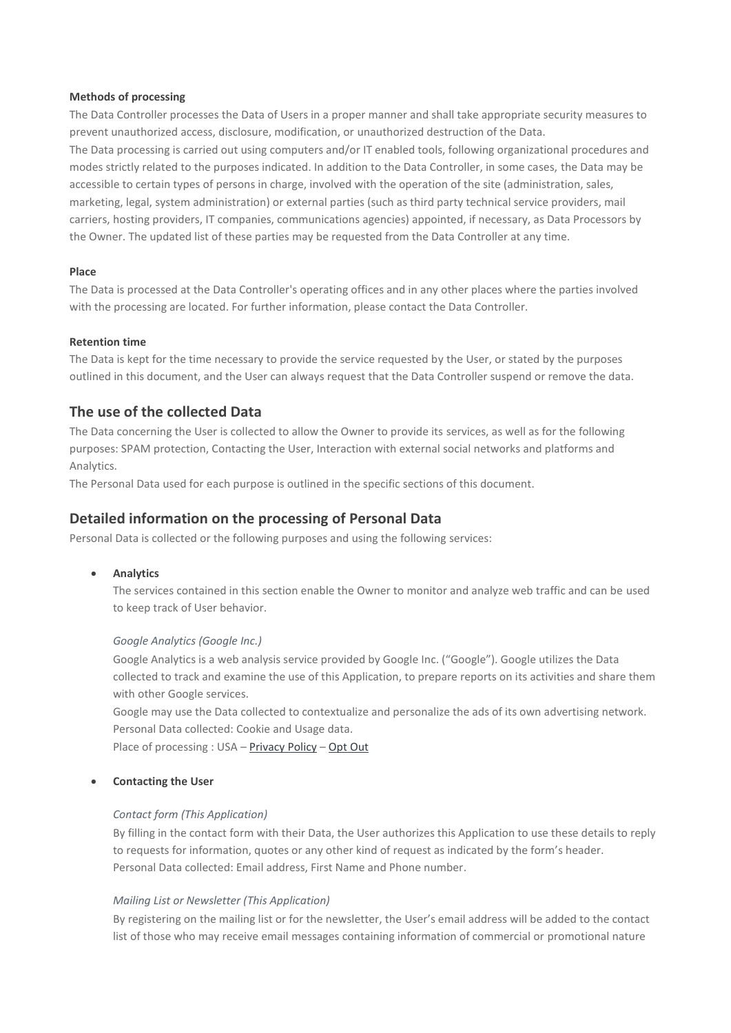**Methods of processing**

The Data Controller processes the Data of Users in a proper manner and shall take appropriate security measures to prevent unauthorized access, disclosure, modification, or unauthorized destruction of the Data.

The Data processing is carried out using computers and/or IT enabled tools, following organizational procedures and modes strictly related to the purposes indicated. In addition to the Data Controller, in some cases, the Data may be accessible to certain types of persons in charge, involved with the operation of the site (administration, sales, marketing, legal, system administration) or external parties (such as third party technical service providers, mail carriers, hosting providers, IT companies, communications agencies) appointed, if necessary, as Data Processors by the Owner. The updated list of these parties may be requested from the Data Controller at any time.

**Place**

The Data is processed at the Data Controller's operating offices and in any other places where the parties involved with the processing are located. For further information, please contact the Data Controller.

**Retention time**

The Data is kept for the time necessary to provide the service requested by the User, or stated by the purposes outlined in this document, and the User can always request that the Data Controller suspend or remove the data.

## The use of the collected Data

The Data concerning the User is collected to allow the Owner to provide its services, as well as for the following purposes: SPAM protection, Contacting the User, Interaction with external social networks and platforms and Analytics.

The Personal Data used for each purpose is outlined in the specific sections of this document.

## Detailed information on the processing of Personal Data

Personal Data is collected or the following purposes and using the following services:

- **Analytics**

  The services contained in this section enable the Owner to monitor and analyze web traffic and can be used to keep track of User behavior.

  *Google Analytics (Google Inc.)*

  Google Analytics is a web analysis service provided by Google Inc. ("Google"). Google utilizes the Data collected to track and examine the use of this Application, to prepare reports on its activities and share them with other Google services.

  Google may use the Data collected to contextualize and personalize the ads of its own advertising network.

  Personal Data collected: Cookie and Usage data.

  Place of processing : USA – Privacy Policy – Opt Out

- **Contacting the User**

  *Contact form (This Application)*

  By filling in the contact form with their Data, the User authorizes this Application to use these details to reply to requests for information, quotes or any other kind of request as indicated by the form's header.

  Personal Data collected: Email address, First Name and Phone number.

  *Mailing List or Newsletter (This Application)*

  By registering on the mailing list or for the newsletter, the User's email address will be added to the contact list of those who may receive email messages containing information of commercial or promotional nature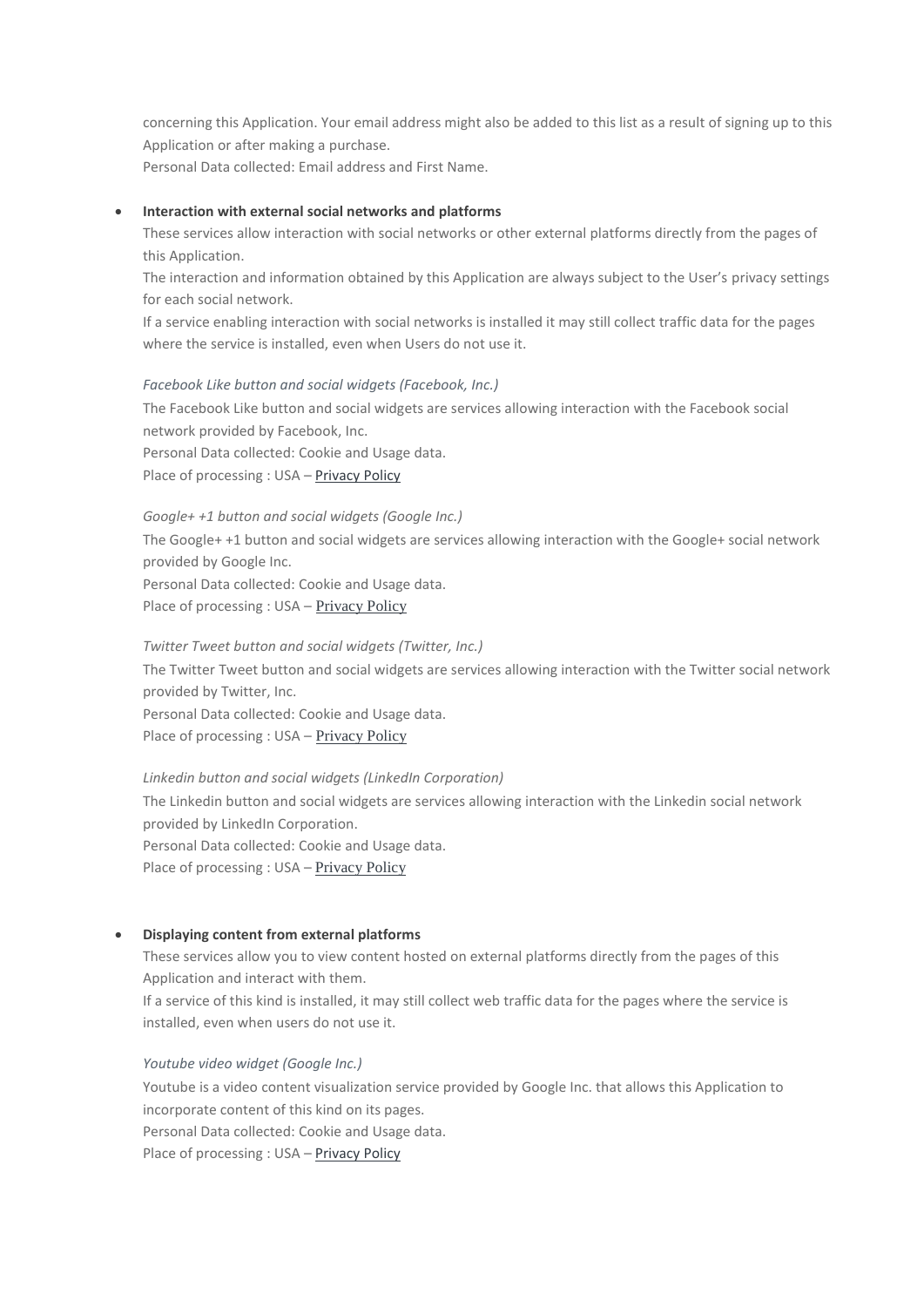concerning this Application. Your email address might also be added to this list as a result of signing up to this Application or after making a purchase.
Personal Data collected: Email address and First Name.

- **Interaction with external social networks and platforms**

  These services allow interaction with social networks or other external platforms directly from the pages of this Application.
  The interaction and information obtained by this Application are always subject to the User's privacy settings for each social network.
  If a service enabling interaction with social networks is installed it may still collect traffic data for the pages where the service is installed, even when Users do not use it.

  *Facebook Like button and social widgets (Facebook, Inc.)*
  The Facebook Like button and social widgets are services allowing interaction with the Facebook social network provided by Facebook, Inc.
  Personal Data collected: Cookie and Usage data.
  Place of processing : USA – Privacy Policy

  *Google+ +1 button and social widgets (Google Inc.)*
  The Google+ +1 button and social widgets are services allowing interaction with the Google+ social network provided by Google Inc.
  Personal Data collected: Cookie and Usage data.
  Place of processing : USA – Privacy Policy

  *Twitter Tweet button and social widgets (Twitter, Inc.)*
  The Twitter Tweet button and social widgets are services allowing interaction with the Twitter social network provided by Twitter, Inc.
  Personal Data collected: Cookie and Usage data.
  Place of processing : USA – Privacy Policy

  *Linkedin button and social widgets (LinkedIn Corporation)*
  The Linkedin button and social widgets are services allowing interaction with the Linkedin social network provided by LinkedIn Corporation.
  Personal Data collected: Cookie and Usage data.
  Place of processing : USA – Privacy Policy

- **Displaying content from external platforms**

  These services allow you to view content hosted on external platforms directly from the pages of this Application and interact with them.
  If a service of this kind is installed, it may still collect web traffic data for the pages where the service is installed, even when users do not use it.

  *Youtube video widget (Google Inc.)*
  Youtube is a video content visualization service provided by Google Inc. that allows this Application to incorporate content of this kind on its pages.
  Personal Data collected: Cookie and Usage data.
  Place of processing : USA – Privacy Policy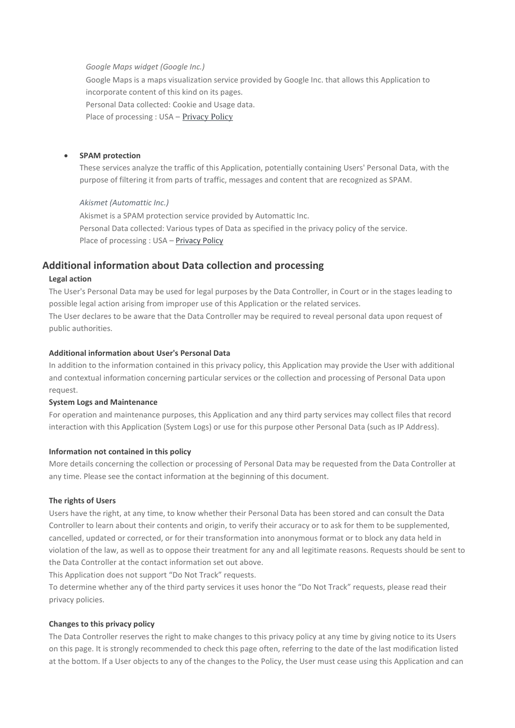*Google Maps widget (Google Inc.)*

Google Maps is a maps visualization service provided by Google Inc. that allows this Application to incorporate content of this kind on its pages.
Personal Data collected: Cookie and Usage data.
Place of processing : USA – Privacy Policy

- **SPAM protection**

  These services analyze the traffic of this Application, potentially containing Users' Personal Data, with the purpose of filtering it from parts of traffic, messages and content that are recognized as SPAM.

  *Akismet (Automattic Inc.)*

  Akismet is a SPAM protection service provided by Automattic Inc.
  Personal Data collected: Various types of Data as specified in the privacy policy of the service.
  Place of processing : USA – Privacy Policy

## Additional information about Data collection and processing

**Legal action**

The User's Personal Data may be used for legal purposes by the Data Controller, in Court or in the stages leading to possible legal action arising from improper use of this Application or the related services.
The User declares to be aware that the Data Controller may be required to reveal personal data upon request of public authorities.

**Additional information about User's Personal Data**

In addition to the information contained in this privacy policy, this Application may provide the User with additional and contextual information concerning particular services or the collection and processing of Personal Data upon request.

**System Logs and Maintenance**

For operation and maintenance purposes, this Application and any third party services may collect files that record interaction with this Application (System Logs) or use for this purpose other Personal Data (such as IP Address).

**Information not contained in this policy**

More details concerning the collection or processing of Personal Data may be requested from the Data Controller at any time. Please see the contact information at the beginning of this document.

**The rights of Users**

Users have the right, at any time, to know whether their Personal Data has been stored and can consult the Data Controller to learn about their contents and origin, to verify their accuracy or to ask for them to be supplemented, cancelled, updated or corrected, or for their transformation into anonymous format or to block any data held in violation of the law, as well as to oppose their treatment for any and all legitimate reasons. Requests should be sent to the Data Controller at the contact information set out above.
This Application does not support "Do Not Track" requests.
To determine whether any of the third party services it uses honor the "Do Not Track" requests, please read their privacy policies.

**Changes to this privacy policy**

The Data Controller reserves the right to make changes to this privacy policy at any time by giving notice to its Users on this page. It is strongly recommended to check this page often, referring to the date of the last modification listed at the bottom. If a User objects to any of the changes to the Policy, the User must cease using this Application and can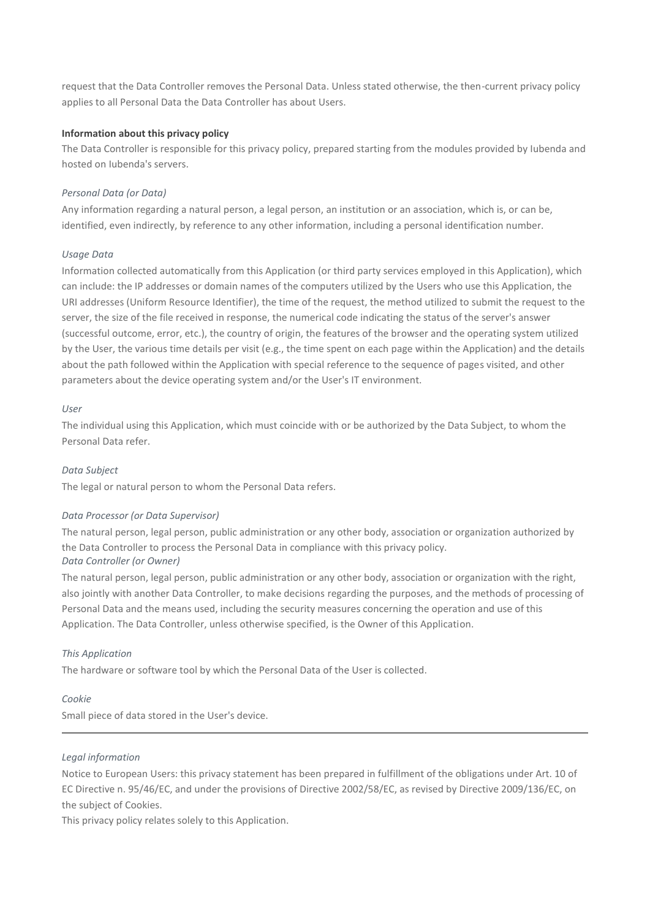request that the Data Controller removes the Personal Data. Unless stated otherwise, the then-current privacy policy applies to all Personal Data the Data Controller has about Users.

**Information about this privacy policy**

The Data Controller is responsible for this privacy policy, prepared starting from the modules provided by Iubenda and hosted on Iubenda's servers.

*Personal Data (or Data)*

Any information regarding a natural person, a legal person, an institution or an association, which is, or can be, identified, even indirectly, by reference to any other information, including a personal identification number.

*Usage Data*

Information collected automatically from this Application (or third party services employed in this Application), which can include: the IP addresses or domain names of the computers utilized by the Users who use this Application, the URI addresses (Uniform Resource Identifier), the time of the request, the method utilized to submit the request to the server, the size of the file received in response, the numerical code indicating the status of the server's answer (successful outcome, error, etc.), the country of origin, the features of the browser and the operating system utilized by the User, the various time details per visit (e.g., the time spent on each page within the Application) and the details about the path followed within the Application with special reference to the sequence of pages visited, and other parameters about the device operating system and/or the User's IT environment.

*User*

The individual using this Application, which must coincide with or be authorized by the Data Subject, to whom the Personal Data refer.

*Data Subject*

The legal or natural person to whom the Personal Data refers.

*Data Processor (or Data Supervisor)*

The natural person, legal person, public administration or any other body, association or organization authorized by the Data Controller to process the Personal Data in compliance with this privacy policy.

*Data Controller (or Owner)*

The natural person, legal person, public administration or any other body, association or organization with the right, also jointly with another Data Controller, to make decisions regarding the purposes, and the methods of processing of Personal Data and the means used, including the security measures concerning the operation and use of this Application. The Data Controller, unless otherwise specified, is the Owner of this Application.

*This Application*

The hardware or software tool by which the Personal Data of the User is collected.

*Cookie*

Small piece of data stored in the User's device.

---

*Legal information*

Notice to European Users: this privacy statement has been prepared in fulfillment of the obligations under Art. 10 of EC Directive n. 95/46/EC, and under the provisions of Directive 2002/58/EC, as revised by Directive 2009/136/EC, on the subject of Cookies.

This privacy policy relates solely to this Application.